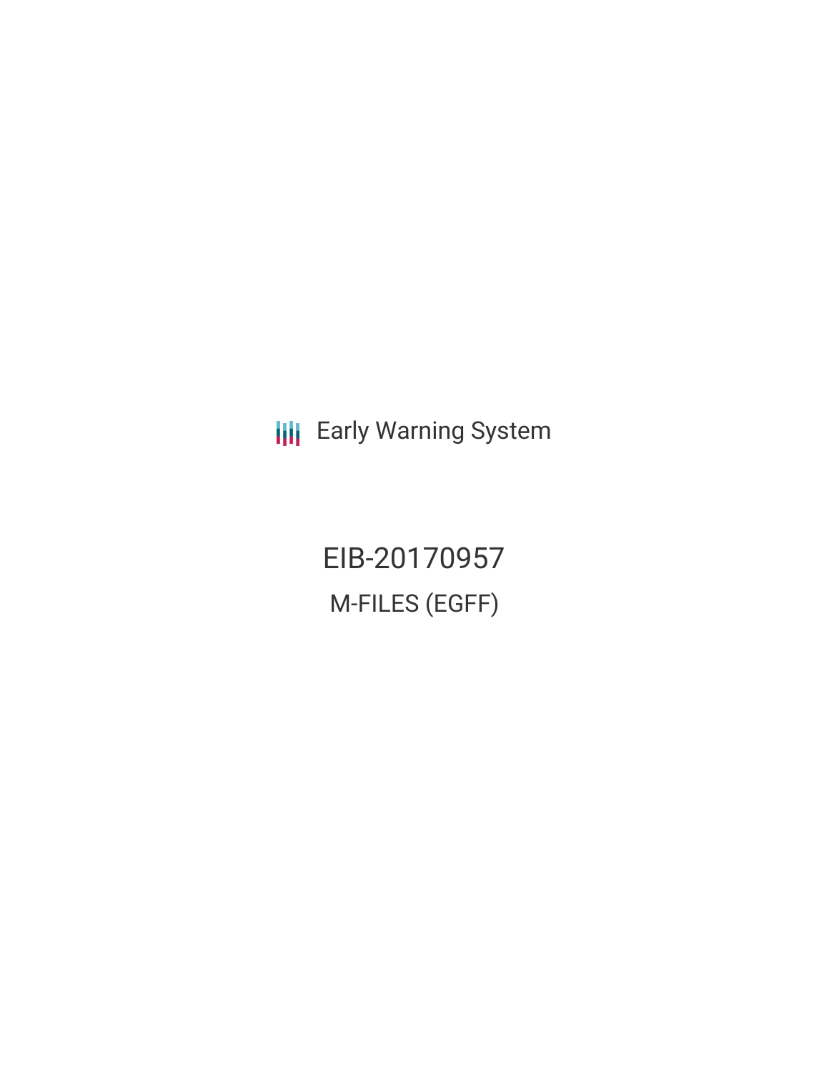Early Warning System

# EIB-20170957

## M-FILES (EGFF)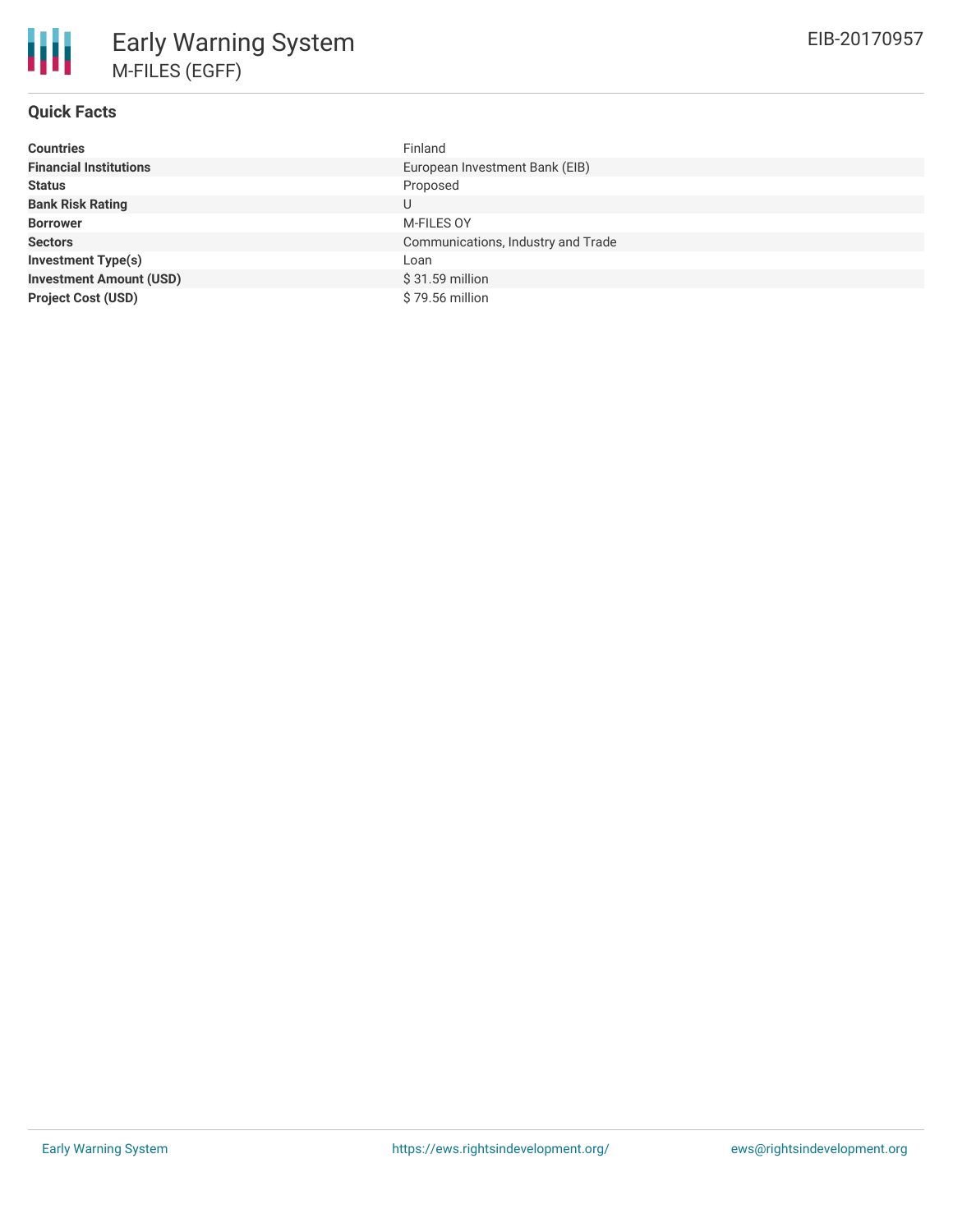# Early Warning System

## M-FILES (EGFF)

EIB-20170957

### Quick Facts

| | |
|---|---|
| **Countries** | Finland |
| **Financial Institutions** | European Investment Bank (EIB) |
| **Status** | Proposed |
| **Bank Risk Rating** | U |
| **Borrower** | M-FILES OY |
| **Sectors** | Communications, Industry and Trade |
| **Investment Type(s)** | Loan |
| **Investment Amount (USD)** | $ 31.59 million |
| **Project Cost (USD)** | $ 79.56 million |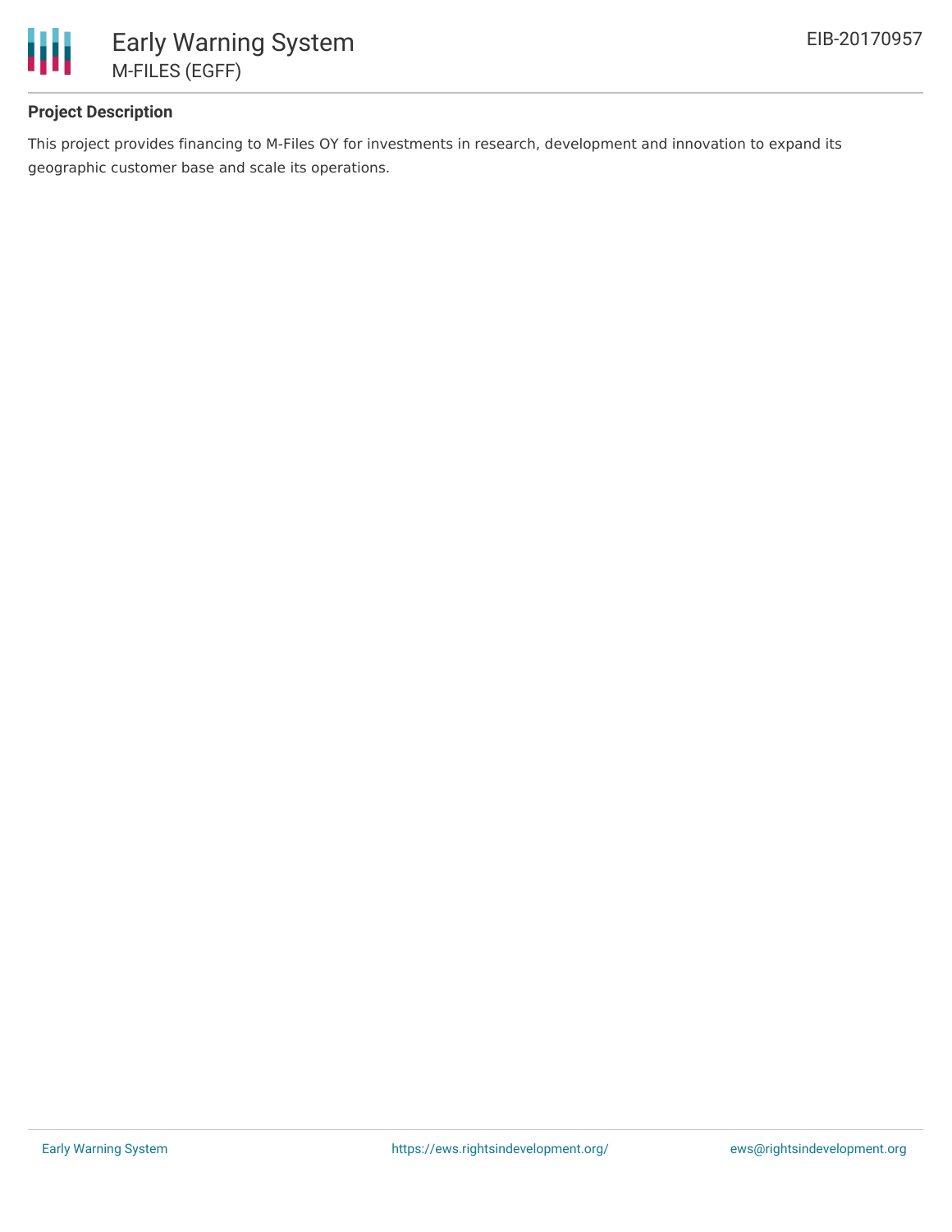### Project Description

This project provides financing to M-Files OY for investments in research, development and innovation to expand its geographic customer base and scale its operations.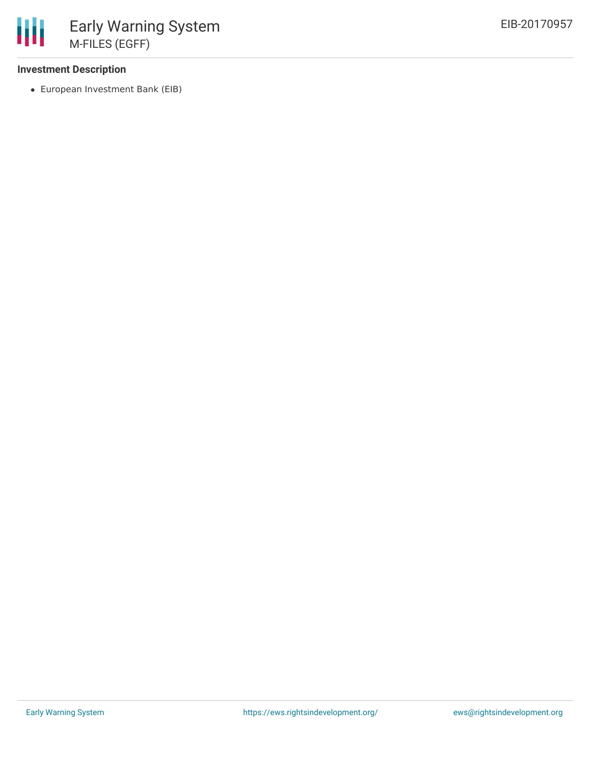### Investment Description

- European Investment Bank (EIB)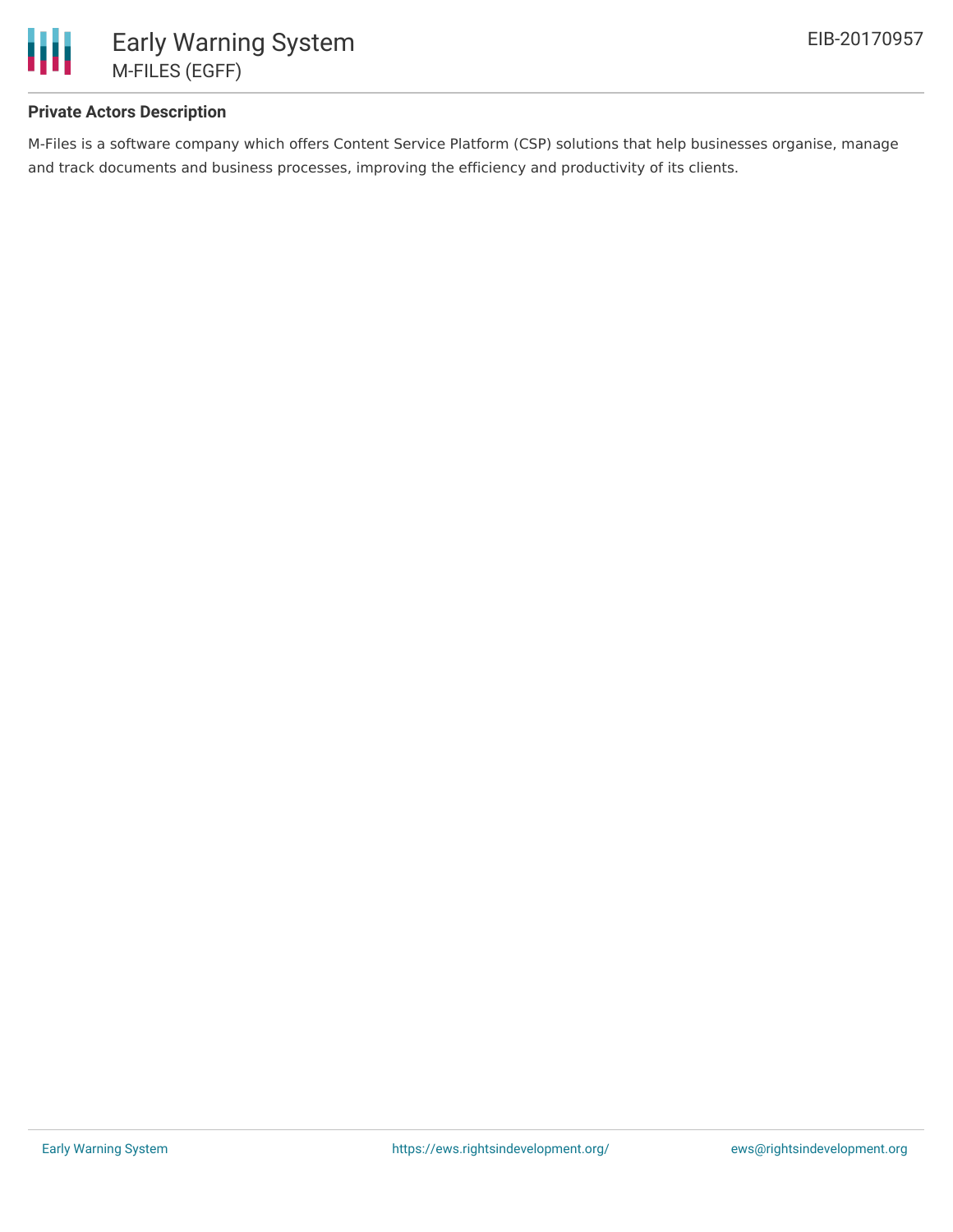**Private Actors Description**

M-Files is a software company which offers Content Service Platform (CSP) solutions that help businesses organise, manage and track documents and business processes, improving the efficiency and productivity of its clients.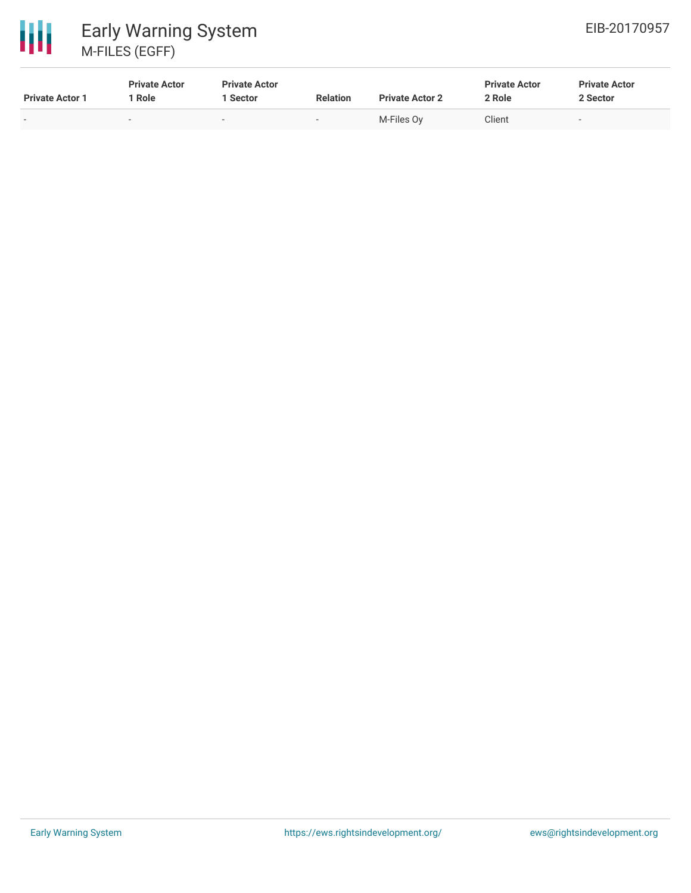| Private Actor 1 | Private Actor 1 Role | Private Actor 1 Sector | Relation | Private Actor 2 | Private Actor 2 Role | Private Actor 2 Sector |
|---|---|---|---|---|---|---|
| - | - | - | - | M-Files Oy | Client | - |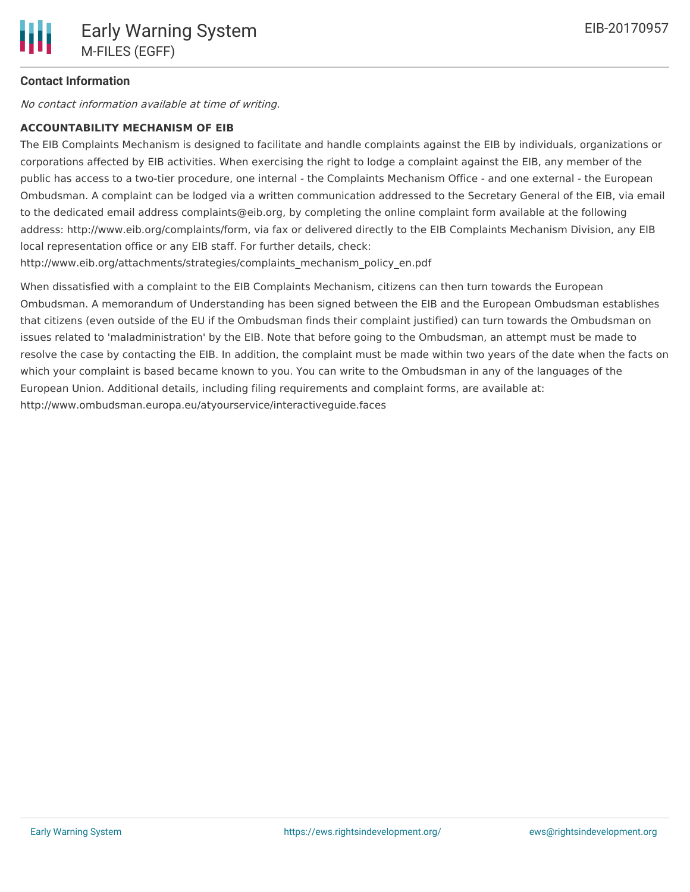### Contact Information

*No contact information available at time of writing.*

**ACCOUNTABILITY MECHANISM OF EIB**

The EIB Complaints Mechanism is designed to facilitate and handle complaints against the EIB by individuals, organizations or corporations affected by EIB activities. When exercising the right to lodge a complaint against the EIB, any member of the public has access to a two-tier procedure, one internal - the Complaints Mechanism Office - and one external - the European Ombudsman. A complaint can be lodged via a written communication addressed to the Secretary General of the EIB, via email to the dedicated email address complaints@eib.org, by completing the online complaint form available at the following address: http://www.eib.org/complaints/form, via fax or delivered directly to the EIB Complaints Mechanism Division, any EIB local representation office or any EIB staff. For further details, check: http://www.eib.org/attachments/strategies/complaints_mechanism_policy_en.pdf

When dissatisfied with a complaint to the EIB Complaints Mechanism, citizens can then turn towards the European Ombudsman. A memorandum of Understanding has been signed between the EIB and the European Ombudsman establishes that citizens (even outside of the EU if the Ombudsman finds their complaint justified) can turn towards the Ombudsman on issues related to 'maladministration' by the EIB. Note that before going to the Ombudsman, an attempt must be made to resolve the case by contacting the EIB. In addition, the complaint must be made within two years of the date when the facts on which your complaint is based became known to you. You can write to the Ombudsman in any of the languages of the European Union. Additional details, including filing requirements and complaint forms, are available at: http://www.ombudsman.europa.eu/atyourservice/interactiveguide.faces